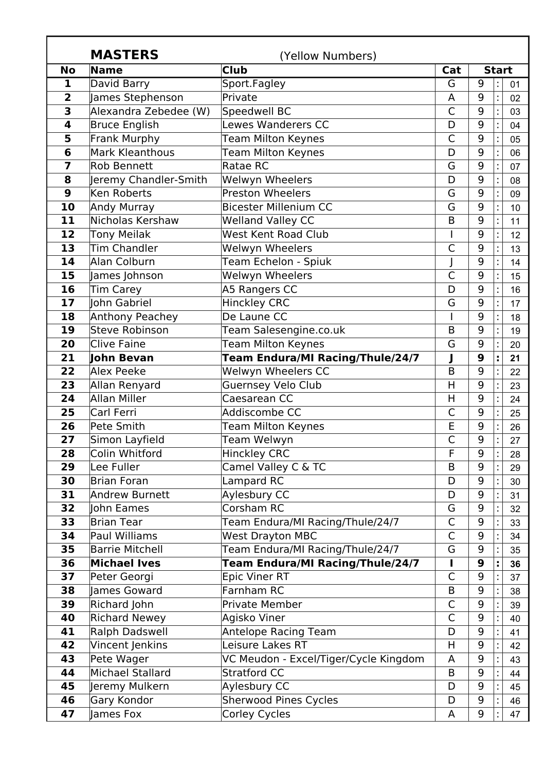## MASTERS (Yellow Numbers)

| No | Name | Club | Cat | Start |
|---|---|---|---|---|
| 1 | David Barry | Sport.Fagley | G | 9 : 01 |
| 2 | James Stephenson | Private | A | 9 : 02 |
| 3 | Alexandra Zebedee (W) | Speedwell BC | C | 9 : 03 |
| 4 | Bruce English | Lewes Wanderers CC | D | 9 : 04 |
| 5 | Frank Murphy | Team Milton Keynes | C | 9 : 05 |
| 6 | Mark Kleanthous | Team Milton Keynes | D | 9 : 06 |
| 7 | Rob Bennett | Ratae RC | G | 9 : 07 |
| 8 | Jeremy Chandler-Smith | Welwyn Wheelers | D | 9 : 08 |
| 9 | Ken Roberts | Preston Wheelers | G | 9 : 09 |
| 10 | Andy Murray | Bicester Millenium CC | G | 9 : 10 |
| 11 | Nicholas Kershaw | Welland Valley CC | B | 9 : 11 |
| 12 | Tony Meilak | West Kent Road Club | I | 9 : 12 |
| 13 | Tim Chandler | Welwyn Wheelers | C | 9 : 13 |
| 14 | Alan Colburn | Team Echelon - Spiuk | J | 9 : 14 |
| 15 | James Johnson | Welwyn Wheelers | C | 9 : 15 |
| 16 | Tim Carey | A5 Rangers CC | D | 9 : 16 |
| 17 | John Gabriel | Hinckley CRC | G | 9 : 17 |
| 18 | Anthony Peachey | De Laune CC | I | 9 : 18 |
| 19 | Steve Robinson | Team Salesengine.co.uk | B | 9 : 19 |
| 20 | Clive Faine | Team Milton Keynes | G | 9 : 20 |
| **21** | **John Bevan** | **Team Endura/MI Racing/Thule/24/7** | **J** | **9 : 21** |
| 22 | Alex Peeke | Welwyn Wheelers CC | B | 9 : 22 |
| 23 | Allan Renyard | Guernsey Velo Club | H | 9 : 23 |
| 24 | Allan Miller | Caesarean CC | H | 9 : 24 |
| 25 | Carl Ferri | Addiscombe CC | C | 9 : 25 |
| 26 | Pete Smith | Team Milton Keynes | E | 9 : 26 |
| 27 | Simon Layfield | Team Welwyn | C | 9 : 27 |
| 28 | Colin Whitford | Hinckley CRC | F | 9 : 28 |
| 29 | Lee Fuller | Camel Valley C & TC | B | 9 : 29 |
| 30 | Brian Foran | Lampard RC | D | 9 : 30 |
| 31 | Andrew Burnett | Aylesbury CC | D | 9 : 31 |
| 32 | John Eames | Corsham RC | G | 9 : 32 |
| 33 | Brian Tear | Team Endura/MI Racing/Thule/24/7 | C | 9 : 33 |
| 34 | Paul Williams | West Drayton MBC | C | 9 : 34 |
| 35 | Barrie Mitchell | Team Endura/MI Racing/Thule/24/7 | G | 9 : 35 |
| **36** | **Michael Ives** | **Team Endura/MI Racing/Thule/24/7** | **I** | **9 : 36** |
| 37 | Peter Georgi | Epic Viner RT | C | 9 : 37 |
| 38 | James Goward | Farnham RC | B | 9 : 38 |
| 39 | Richard John | Private Member | C | 9 : 39 |
| 40 | Richard Newey | Agisko Viner | C | 9 : 40 |
| 41 | Ralph Dadswell | Antelope Racing Team | D | 9 : 41 |
| 42 | Vincent Jenkins | Leisure Lakes RT | H | 9 : 42 |
| 43 | Pete Wager | VC Meudon - Excel/Tiger/Cycle Kingdom | A | 9 : 43 |
| 44 | Michael Stallard | Stratford CC | B | 9 : 44 |
| 45 | Jeremy Mulkern | Aylesbury CC | D | 9 : 45 |
| 46 | Gary Kondor | Sherwood Pines Cycles | D | 9 : 46 |
| 47 | James Fox | Corley Cycles | A | 9 : 47 |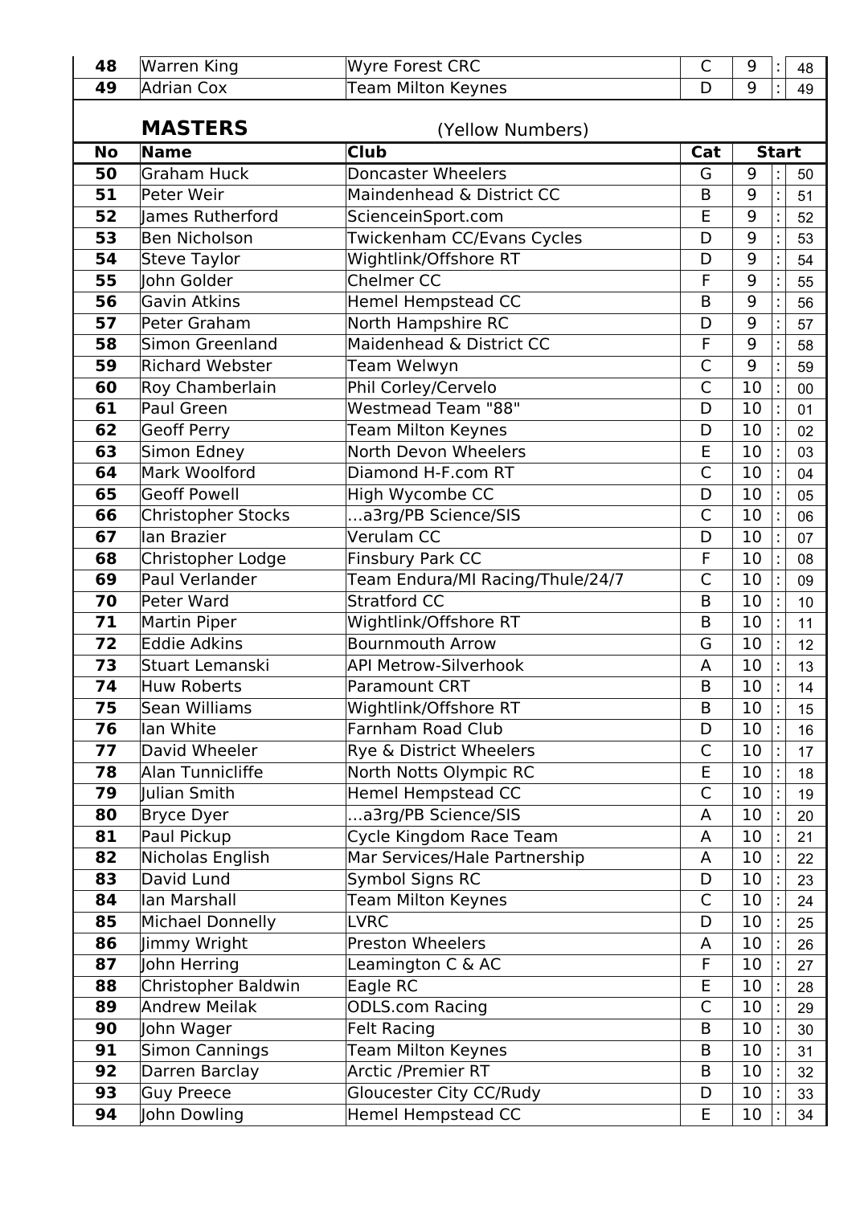| 48 | Warren King | Wyre Forest CRC | C | 9 | : | 48 |
|---|---|---|---|---|---|---|
| 49 | Adrian Cox | Team Milton Keynes | D | 9 | : | 49 |

## MASTERS (Yellow Numbers)

| No | Name | Club | Cat | Start | | |
|---|---|---|---|---|---|---|
| 50 | Graham Huck | Doncaster Wheelers | G | 9 | : | 50 |
| 51 | Peter Weir | Maindenhead & District CC | B | 9 | : | 51 |
| 52 | James Rutherford | ScienceinSport.com | E | 9 | : | 52 |
| 53 | Ben Nicholson | Twickenham CC/Evans Cycles | D | 9 | : | 53 |
| 54 | Steve Taylor | Wightlink/Offshore RT | D | 9 | : | 54 |
| 55 | John Golder | Chelmer CC | F | 9 | : | 55 |
| 56 | Gavin Atkins | Hemel Hempstead CC | B | 9 | : | 56 |
| 57 | Peter Graham | North Hampshire RC | D | 9 | : | 57 |
| 58 | Simon Greenland | Maidenhead & District CC | F | 9 | : | 58 |
| 59 | Richard Webster | Team Welwyn | C | 9 | : | 59 |
| 60 | Roy Chamberlain | Phil Corley/Cervelo | C | 10 | : | 00 |
| 61 | Paul Green | Westmead Team "88" | D | 10 | : | 01 |
| 62 | Geoff Perry | Team Milton Keynes | D | 10 | : | 02 |
| 63 | Simon Edney | North Devon Wheelers | E | 10 | : | 03 |
| 64 | Mark Woolford | Diamond H-F.com RT | C | 10 | : | 04 |
| 65 | Geoff Powell | High Wycombe CC | D | 10 | : | 05 |
| 66 | Christopher Stocks | ...a3rg/PB Science/SIS | C | 10 | : | 06 |
| 67 | Ian Brazier | Verulam CC | D | 10 | : | 07 |
| 68 | Christopher Lodge | Finsbury Park CC | F | 10 | : | 08 |
| 69 | Paul Verlander | Team Endura/MI Racing/Thule/24/7 | C | 10 | : | 09 |
| 70 | Peter Ward | Stratford CC | B | 10 | : | 10 |
| 71 | Martin Piper | Wightlink/Offshore RT | B | 10 | : | 11 |
| 72 | Eddie Adkins | Bournmouth Arrow | G | 10 | : | 12 |
| 73 | Stuart Lemanski | API Metrow-Silverhook | A | 10 | : | 13 |
| 74 | Huw Roberts | Paramount CRT | B | 10 | : | 14 |
| 75 | Sean Williams | Wightlink/Offshore RT | B | 10 | : | 15 |
| 76 | Ian White | Farnham Road Club | D | 10 | : | 16 |
| 77 | David Wheeler | Rye & District Wheelers | C | 10 | : | 17 |
| 78 | Alan Tunnicliffe | North Notts Olympic RC | E | 10 | : | 18 |
| 79 | Julian Smith | Hemel Hempstead CC | C | 10 | : | 19 |
| 80 | Bryce Dyer | ...a3rg/PB Science/SIS | A | 10 | : | 20 |
| 81 | Paul Pickup | Cycle Kingdom Race Team | A | 10 | : | 21 |
| 82 | Nicholas English | Mar Services/Hale Partnership | A | 10 | : | 22 |
| 83 | David Lund | Symbol Signs RC | D | 10 | : | 23 |
| 84 | Ian Marshall | Team Milton Keynes | C | 10 | : | 24 |
| 85 | Michael Donnelly | LVRC | D | 10 | : | 25 |
| 86 | Jimmy Wright | Preston Wheelers | A | 10 | : | 26 |
| 87 | John Herring | Leamington C & AC | F | 10 | : | 27 |
| 88 | Christopher Baldwin | Eagle RC | E | 10 | : | 28 |
| 89 | Andrew Meilak | ODLS.com Racing | C | 10 | : | 29 |
| 90 | John Wager | Felt Racing | B | 10 | : | 30 |
| 91 | Simon Cannings | Team Milton Keynes | B | 10 | : | 31 |
| 92 | Darren Barclay | Arctic /Premier RT | B | 10 | : | 32 |
| 93 | Guy Preece | Gloucester City CC/Rudy | D | 10 | : | 33 |
| 94 | John Dowling | Hemel Hempstead CC | E | 10 | : | 34 |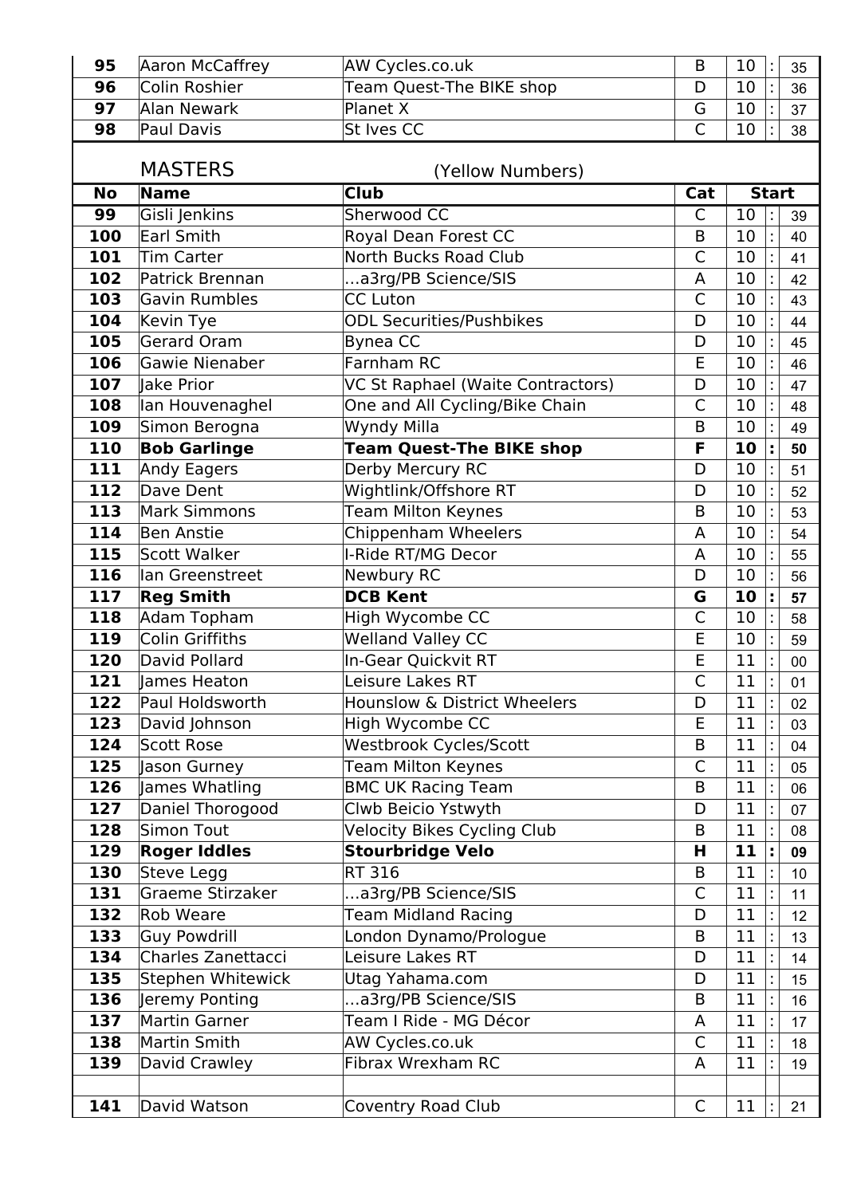| 95 | Aaron McCaffrey | AW Cycles.co.uk | B | 10 | : | 35 |
|---|---|---|---|---|---|---|
| 96 | Colin Roshier | Team Quest-The BIKE shop | D | 10 | : | 36 |
| 97 | Alan Newark | Planet X | G | 10 | : | 37 |
| 98 | Paul Davis | St Ives CC | C | 10 | : | 38 |

## MASTERS (Yellow Numbers)

| No | Name | Club | Cat | Start | | |
|---|---|---|---|---|---|---|
| 99 | Gisli Jenkins | Sherwood CC | C | 10 | : | 39 |
| 100 | Earl Smith | Royal Dean Forest CC | B | 10 | : | 40 |
| 101 | Tim Carter | North Bucks Road Club | C | 10 | : | 41 |
| 102 | Patrick Brennan | ...a3rg/PB Science/SIS | A | 10 | : | 42 |
| 103 | Gavin Rumbles | CC Luton | C | 10 | : | 43 |
| 104 | Kevin Tye | ODL Securities/Pushbikes | D | 10 | : | 44 |
| 105 | Gerard Oram | Bynea CC | D | 10 | : | 45 |
| 106 | Gawie Nienaber | Farnham RC | E | 10 | : | 46 |
| 107 | Jake Prior | VC St Raphael (Waite Contractors) | D | 10 | : | 47 |
| 108 | Ian Houvenaghel | One and All Cycling/Bike Chain | C | 10 | : | 48 |
| 109 | Simon Berogna | Wyndy Milla | B | 10 | : | 49 |
| **110** | **Bob Garlinge** | **Team Quest-The BIKE shop** | **F** | **10** | **:** | **50** |
| 111 | Andy Eagers | Derby Mercury RC | D | 10 | : | 51 |
| 112 | Dave Dent | Wightlink/Offshore RT | D | 10 | : | 52 |
| 113 | Mark Simmons | Team Milton Keynes | B | 10 | : | 53 |
| 114 | Ben Anstie | Chippenham Wheelers | A | 10 | : | 54 |
| 115 | Scott Walker | I-Ride RT/MG Decor | A | 10 | : | 55 |
| 116 | Ian Greenstreet | Newbury RC | D | 10 | : | 56 |
| **117** | **Reg Smith** | **DCB Kent** | **G** | **10** | **:** | **57** |
| 118 | Adam Topham | High Wycombe CC | C | 10 | : | 58 |
| 119 | Colin Griffiths | Welland Valley CC | E | 10 | : | 59 |
| 120 | David Pollard | In-Gear Quickvit RT | E | 11 | : | 00 |
| 121 | James Heaton | Leisure Lakes RT | C | 11 | : | 01 |
| 122 | Paul Holdsworth | Hounslow & District Wheelers | D | 11 | : | 02 |
| 123 | David Johnson | High Wycombe CC | E | 11 | : | 03 |
| 124 | Scott Rose | Westbrook Cycles/Scott | B | 11 | : | 04 |
| 125 | Jason Gurney | Team Milton Keynes | C | 11 | : | 05 |
| 126 | James Whatling | BMC UK Racing Team | B | 11 | : | 06 |
| 127 | Daniel Thorogood | Clwb Beicio Ystwyth | D | 11 | : | 07 |
| 128 | Simon Tout | Velocity Bikes Cycling Club | B | 11 | : | 08 |
| **129** | **Roger Iddles** | **Stourbridge Velo** | **H** | **11** | **:** | **09** |
| 130 | Steve Legg | RT 316 | B | 11 | : | 10 |
| 131 | Graeme Stirzaker | ...a3rg/PB Science/SIS | C | 11 | : | 11 |
| 132 | Rob Weare | Team Midland Racing | D | 11 | : | 12 |
| 133 | Guy Powdrill | London Dynamo/Prologue | B | 11 | : | 13 |
| 134 | Charles Zanettacci | Leisure Lakes RT | D | 11 | : | 14 |
| 135 | Stephen Whitewick | Utag Yahama.com | D | 11 | : | 15 |
| 136 | Jeremy Ponting | ...a3rg/PB Science/SIS | B | 11 | : | 16 |
| 137 | Martin Garner | Team I Ride - MG Décor | A | 11 | : | 17 |
| 138 | Martin Smith | AW Cycles.co.uk | C | 11 | : | 18 |
| 139 | David Crawley | Fibrax Wrexham RC | A | 11 | : | 19 |
| | | | | | | |
| 141 | David Watson | Coventry Road Club | C | 11 | : | 21 |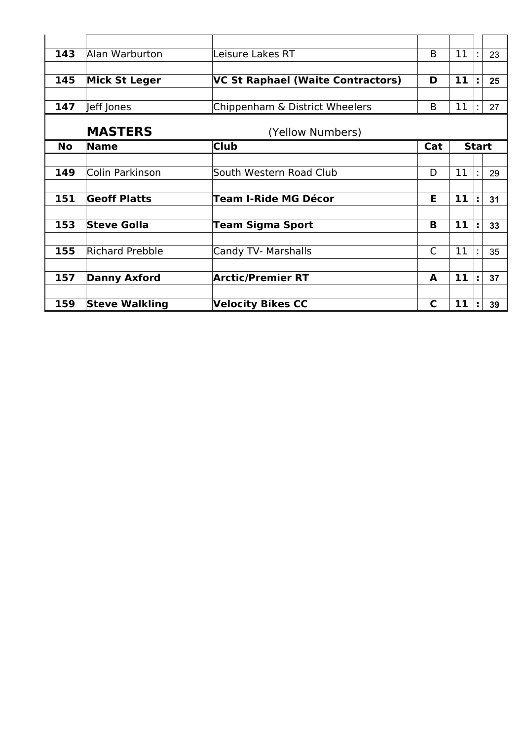| | | | | |
|---|---|---|---|---|
| 143 | Alan Warburton | Leisure Lakes RT | B | 11 : 23 |
| **145** | **Mick St Leger** | **VC St Raphael (Waite Contractors)** | **D** | **11 : 25** |
| 147 | Jeff Jones | Chippenham & District Wheelers | B | 11 : 27 |

## MASTERS

(Yellow Numbers)

| No | Name | Club | Cat | Start |
|---|---|---|---|---|
| 149 | Colin Parkinson | South Western Road Club | D | 11 : 29 |
| **151** | **Geoff Platts** | **Team I-Ride MG Décor** | **E** | **11 : 31** |
| **153** | **Steve Golla** | **Team Sigma Sport** | **B** | **11 : 33** |
| 155 | Richard Prebble | Candy TV- Marshalls | C | 11 : 35 |
| **157** | **Danny Axford** | **Arctic/Premier RT** | **A** | **11 : 37** |
| **159** | **Steve Walkling** | **Velocity Bikes CC** | **C** | **11 : 39** |